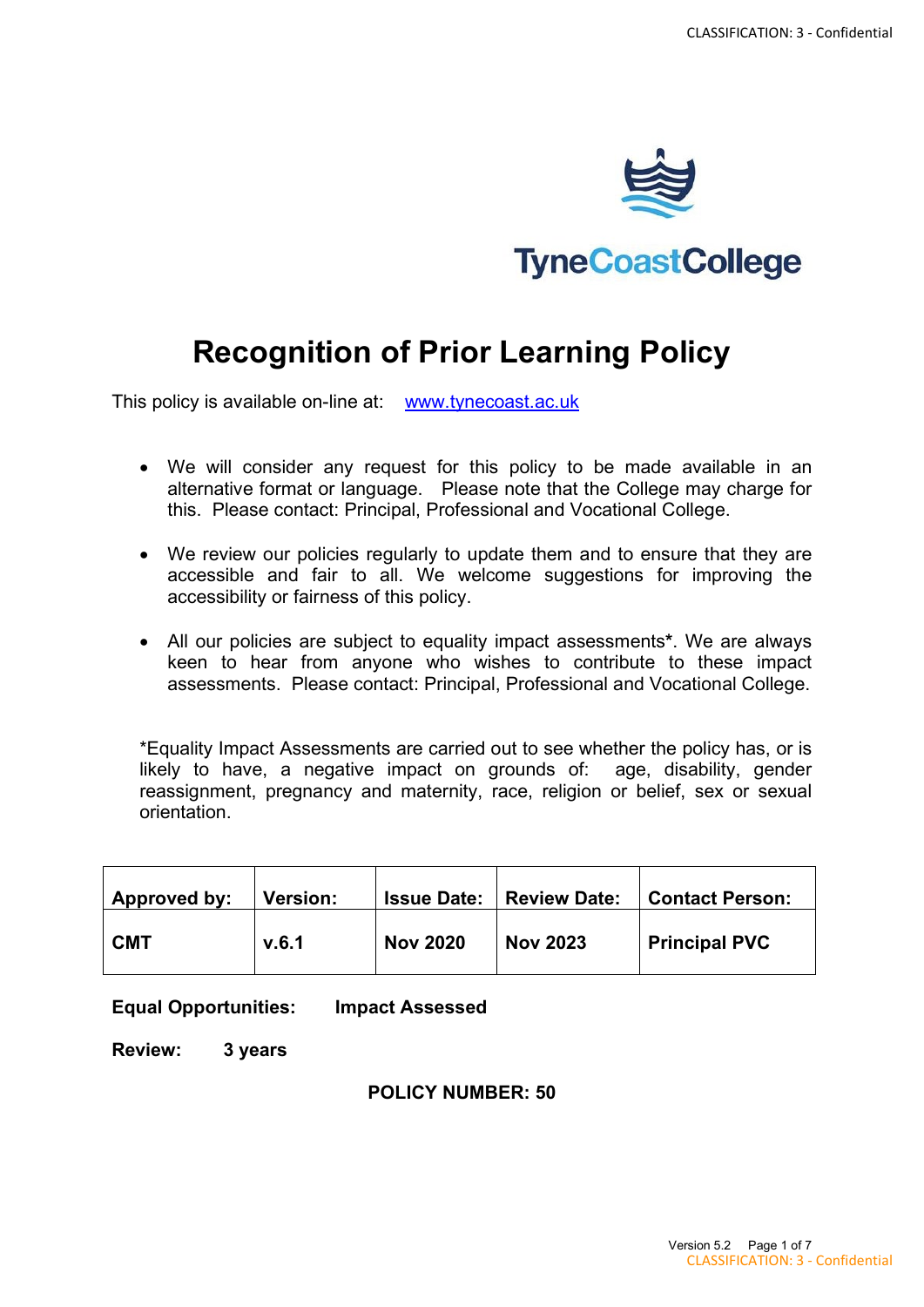# Recognition of Prior Learning Policy

This policy is available on-line at: [www.tynecoast.ac.uk](http://www.tynecoast.ac.uk)

- We will consider any request for this policy to be made available in an alternative format or language. Please note that the College may charge for this. Please contact: Principal, Professional and Vocational College.
- We review our policies regularly to update them and to ensure that they are accessible and fair to all. We welcome suggestions for improving the accessibility or fairness of this policy.
- All our policies are subject to equality impact assessments**\***. We are always keen to hear from anyone who wishes to contribute to these impact assessments. Please contact: Principal, Professional and Vocational College.

*Equality Impact Assessments are carried out to see whether the policy has, or is likely to have, a negative impact on grounds of: age, disability, gender reassignment, pregnancy and maternity, race, religion or belief, sex or sexual orientation.

| Approved by: | Version: | Issue Date: | Review Date: | Contact Person: |
|---|---|---|---|---|
| **CMT** | **v.6.1** | **Nov 2020** | **Nov 2023** | **Principal PVC** |

**Equal Opportunities:** **Impact Assessed**

**Review:** **3 years**

**POLICY NUMBER: 50**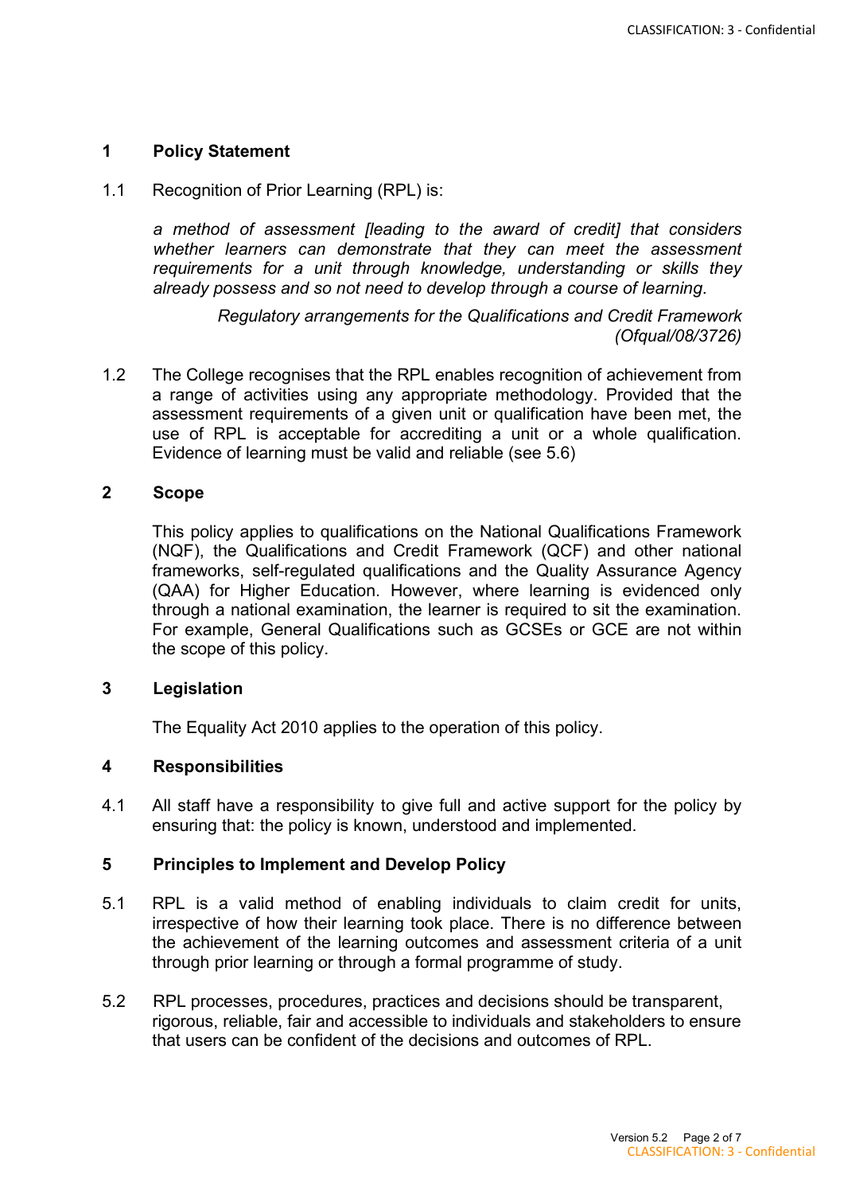## 1 Policy Statement

1.1 Recognition of Prior Learning (RPL) is:

> *a method of assessment [leading to the award of credit] that considers whether learners can demonstrate that they can meet the assessment requirements for a unit through knowledge, understanding or skills they already possess and so not need to develop through a course of learning.*
>
> *Regulatory arrangements for the Qualifications and Credit Framework (Ofqual/08/3726)*

1.2 The College recognises that the RPL enables recognition of achievement from a range of activities using any appropriate methodology. Provided that the assessment requirements of a given unit or qualification have been met, the use of RPL is acceptable for accrediting a unit or a whole qualification. Evidence of learning must be valid and reliable (see 5.6)

## 2 Scope

This policy applies to qualifications on the National Qualifications Framework (NQF), the Qualifications and Credit Framework (QCF) and other national frameworks, self-regulated qualifications and the Quality Assurance Agency (QAA) for Higher Education. However, where learning is evidenced only through a national examination, the learner is required to sit the examination. For example, General Qualifications such as GCSEs or GCE are not within the scope of this policy.

## 3 Legislation

The Equality Act 2010 applies to the operation of this policy.

## 4 Responsibilities

4.1 All staff have a responsibility to give full and active support for the policy by ensuring that: the policy is known, understood and implemented.

## 5 Principles to Implement and Develop Policy

5.1 RPL is a valid method of enabling individuals to claim credit for units, irrespective of how their learning took place. There is no difference between the achievement of the learning outcomes and assessment criteria of a unit through prior learning or through a formal programme of study.

5.2 RPL processes, procedures, practices and decisions should be transparent, rigorous, reliable, fair and accessible to individuals and stakeholders to ensure that users can be confident of the decisions and outcomes of RPL.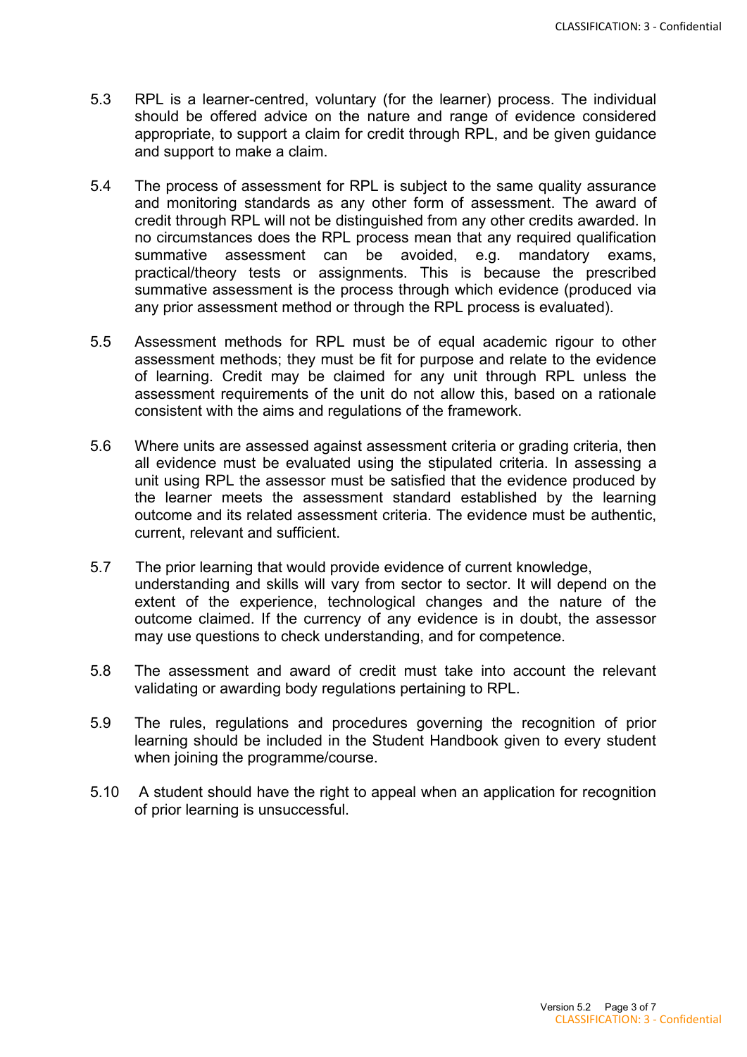5.3 RPL is a learner-centred, voluntary (for the learner) process. The individual should be offered advice on the nature and range of evidence considered appropriate, to support a claim for credit through RPL, and be given guidance and support to make a claim.

5.4 The process of assessment for RPL is subject to the same quality assurance and monitoring standards as any other form of assessment. The award of credit through RPL will not be distinguished from any other credits awarded. In no circumstances does the RPL process mean that any required qualification summative assessment can be avoided, e.g. mandatory exams, practical/theory tests or assignments. This is because the prescribed summative assessment is the process through which evidence (produced via any prior assessment method or through the RPL process is evaluated).

5.5 Assessment methods for RPL must be of equal academic rigour to other assessment methods; they must be fit for purpose and relate to the evidence of learning. Credit may be claimed for any unit through RPL unless the assessment requirements of the unit do not allow this, based on a rationale consistent with the aims and regulations of the framework.

5.6 Where units are assessed against assessment criteria or grading criteria, then all evidence must be evaluated using the stipulated criteria. In assessing a unit using RPL the assessor must be satisfied that the evidence produced by the learner meets the assessment standard established by the learning outcome and its related assessment criteria. The evidence must be authentic, current, relevant and sufficient.

5.7 The prior learning that would provide evidence of current knowledge, understanding and skills will vary from sector to sector. It will depend on the extent of the experience, technological changes and the nature of the outcome claimed. If the currency of any evidence is in doubt, the assessor may use questions to check understanding, and for competence.

5.8 The assessment and award of credit must take into account the relevant validating or awarding body regulations pertaining to RPL.

5.9 The rules, regulations and procedures governing the recognition of prior learning should be included in the Student Handbook given to every student when joining the programme/course.

5.10 A student should have the right to appeal when an application for recognition of prior learning is unsuccessful.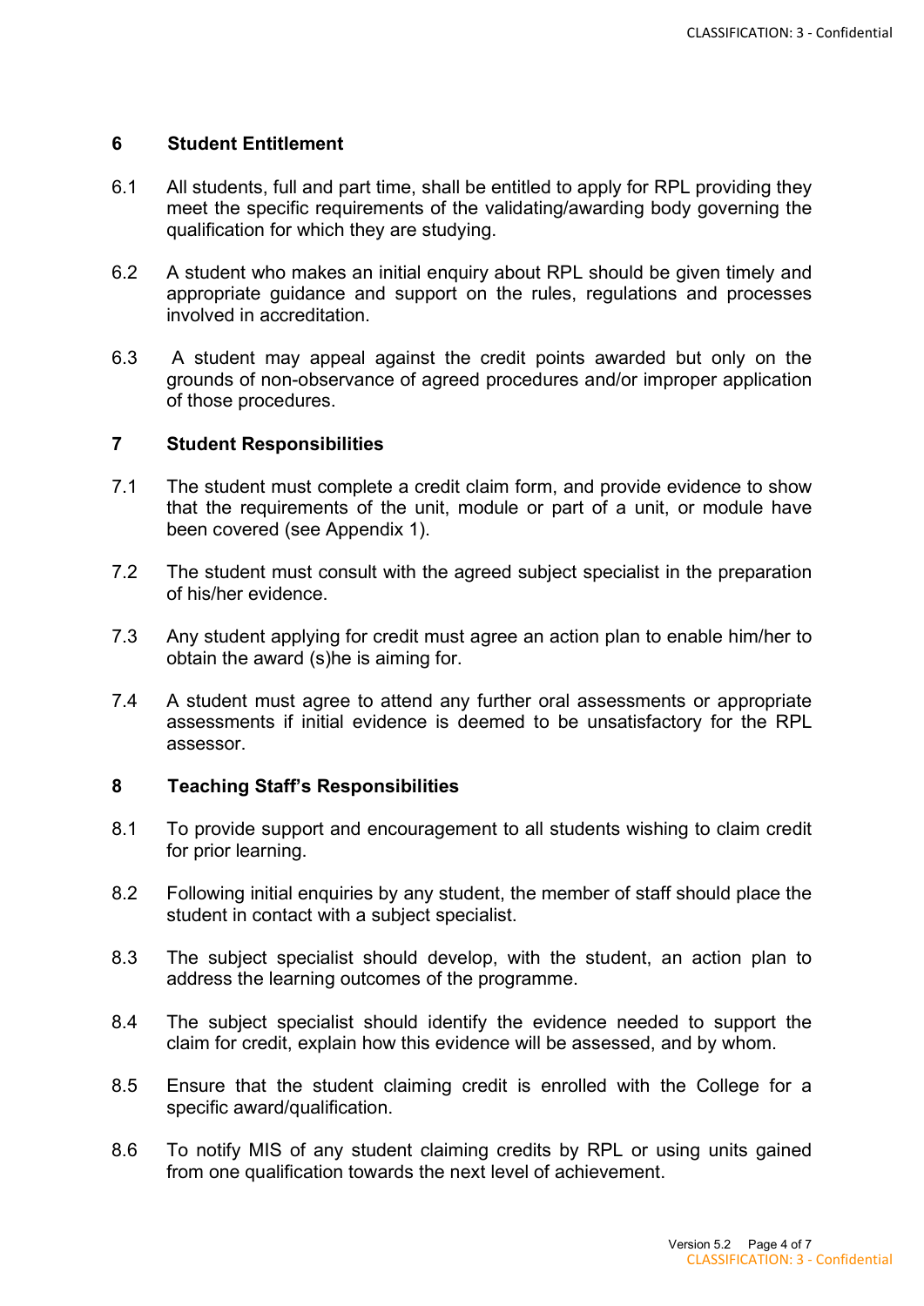## 6 Student Entitlement

6.1 All students, full and part time, shall be entitled to apply for RPL providing they meet the specific requirements of the validating/awarding body governing the qualification for which they are studying.

6.2 A student who makes an initial enquiry about RPL should be given timely and appropriate guidance and support on the rules, regulations and processes involved in accreditation.

6.3 A student may appeal against the credit points awarded but only on the grounds of non-observance of agreed procedures and/or improper application of those procedures.

## 7 Student Responsibilities

7.1 The student must complete a credit claim form, and provide evidence to show that the requirements of the unit, module or part of a unit, or module have been covered (see Appendix 1).

7.2 The student must consult with the agreed subject specialist in the preparation of his/her evidence.

7.3 Any student applying for credit must agree an action plan to enable him/her to obtain the award (s)he is aiming for.

7.4 A student must agree to attend any further oral assessments or appropriate assessments if initial evidence is deemed to be unsatisfactory for the RPL assessor.

## 8 Teaching Staff's Responsibilities

8.1 To provide support and encouragement to all students wishing to claim credit for prior learning.

8.2 Following initial enquiries by any student, the member of staff should place the student in contact with a subject specialist.

8.3 The subject specialist should develop, with the student, an action plan to address the learning outcomes of the programme.

8.4 The subject specialist should identify the evidence needed to support the claim for credit, explain how this evidence will be assessed, and by whom.

8.5 Ensure that the student claiming credit is enrolled with the College for a specific award/qualification.

8.6 To notify MIS of any student claiming credits by RPL or using units gained from one qualification towards the next level of achievement.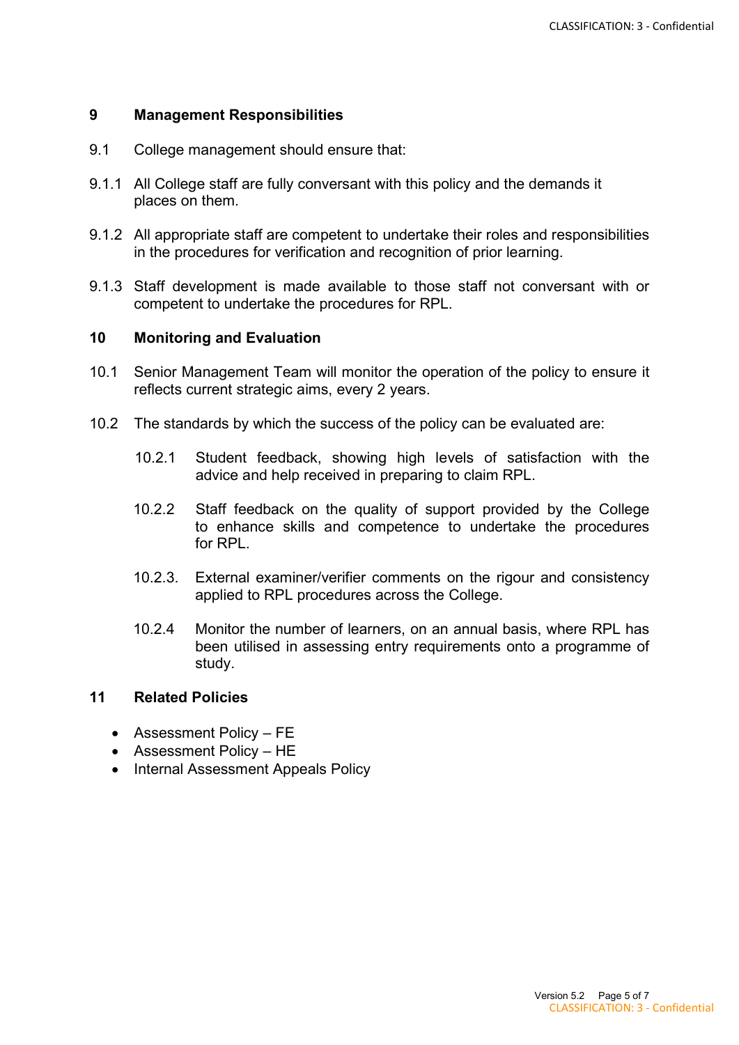## 9 Management Responsibilities

9.1 College management should ensure that:

9.1.1 All College staff are fully conversant with this policy and the demands it places on them.

9.1.2 All appropriate staff are competent to undertake their roles and responsibilities in the procedures for verification and recognition of prior learning.

9.1.3 Staff development is made available to those staff not conversant with or competent to undertake the procedures for RPL.

## 10 Monitoring and Evaluation

10.1 Senior Management Team will monitor the operation of the policy to ensure it reflects current strategic aims, every 2 years.

10.2 The standards by which the success of the policy can be evaluated are:

10.2.1 Student feedback, showing high levels of satisfaction with the advice and help received in preparing to claim RPL.

10.2.2 Staff feedback on the quality of support provided by the College to enhance skills and competence to undertake the procedures for RPL.

10.2.3. External examiner/verifier comments on the rigour and consistency applied to RPL procedures across the College.

10.2.4 Monitor the number of learners, on an annual basis, where RPL has been utilised in assessing entry requirements onto a programme of study.

## 11 Related Policies

- Assessment Policy – FE
- Assessment Policy – HE
- Internal Assessment Appeals Policy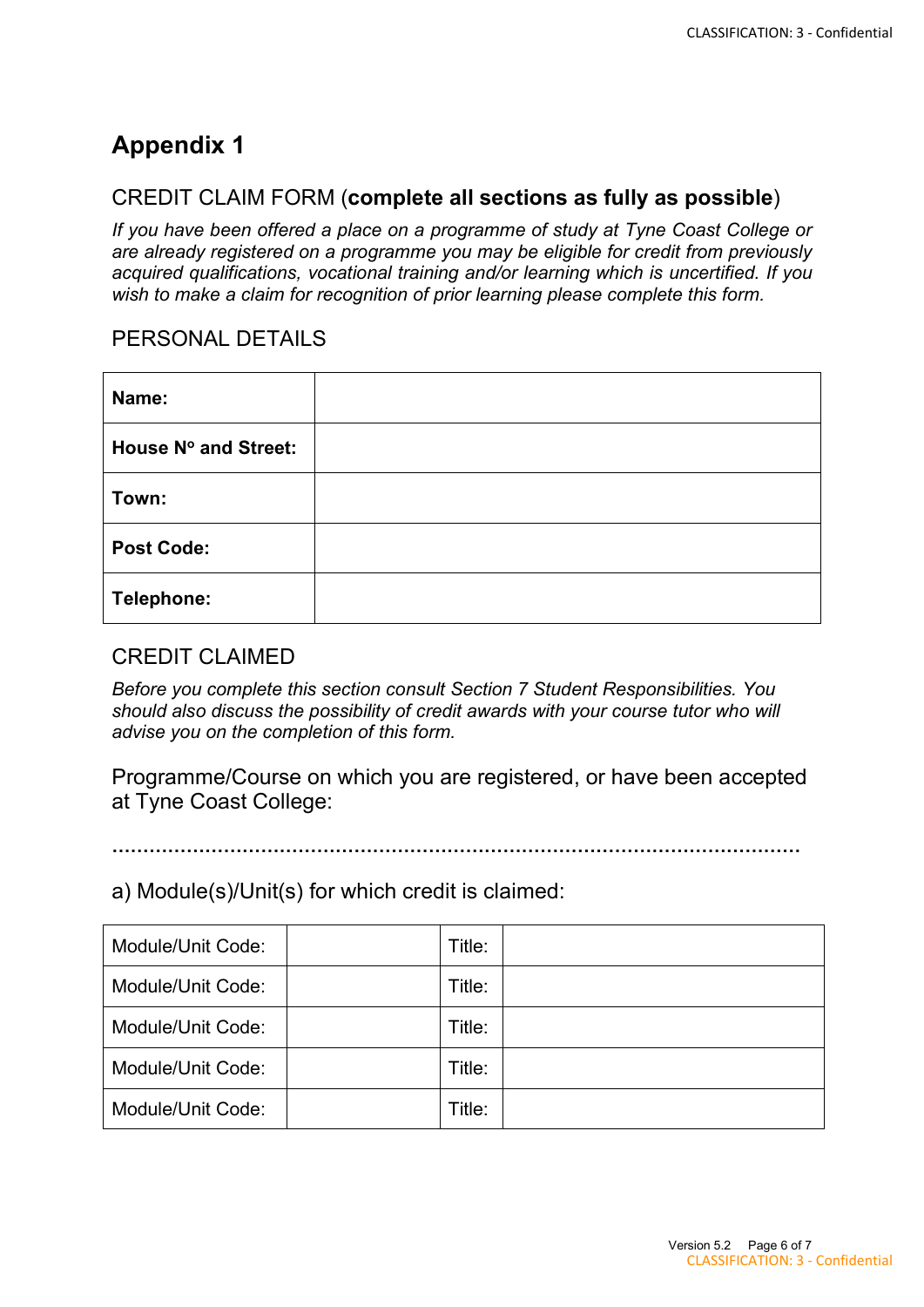# Appendix 1

## CREDIT CLAIM FORM (**complete all sections as fully as possible**)

*If you have been offered a place on a programme of study at Tyne Coast College or are already registered on a programme you may be eligible for credit from previously acquired qualifications, vocational training and/or learning which is uncertified. If you wish to make a claim for recognition of prior learning please complete this form.*

## PERSONAL DETAILS

| | |
|---|---|
| **Name:** | |
| **House Nº and Street:** | |
| **Town:** | |
| **Post Code:** | |
| **Telephone:** | |

## CREDIT CLAIMED

*Before you complete this section consult Section 7 Student Responsibilities. You should also discuss the possibility of credit awards with your course tutor who will advise you on the completion of this form.*

Programme/Course on which you are registered, or have been accepted at Tyne Coast College:

.....................................................................................................................

a) Module(s)/Unit(s) for which credit is claimed:

| | | | |
|---|---|---|---|
| Module/Unit Code: | | Title: | |
| Module/Unit Code: | | Title: | |
| Module/Unit Code: | | Title: | |
| Module/Unit Code: | | Title: | |
| Module/Unit Code: | | Title: | |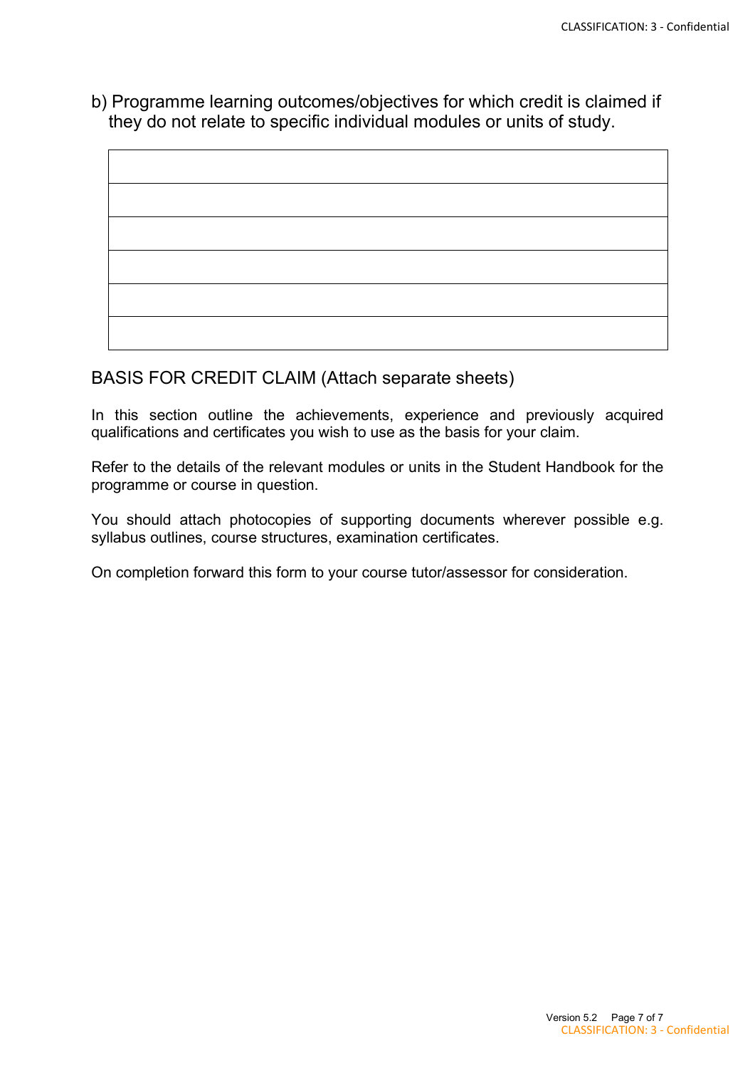b) Programme learning outcomes/objectives for which credit is claimed if they do not relate to specific individual modules or units of study.

| |
|---|
| |
| |
| |
| |
| |
| |

## BASIS FOR CREDIT CLAIM (Attach separate sheets)

In this section outline the achievements, experience and previously acquired qualifications and certificates you wish to use as the basis for your claim.

Refer to the details of the relevant modules or units in the Student Handbook for the programme or course in question.

You should attach photocopies of supporting documents wherever possible e.g. syllabus outlines, course structures, examination certificates.

On completion forward this form to your course tutor/assessor for consideration.